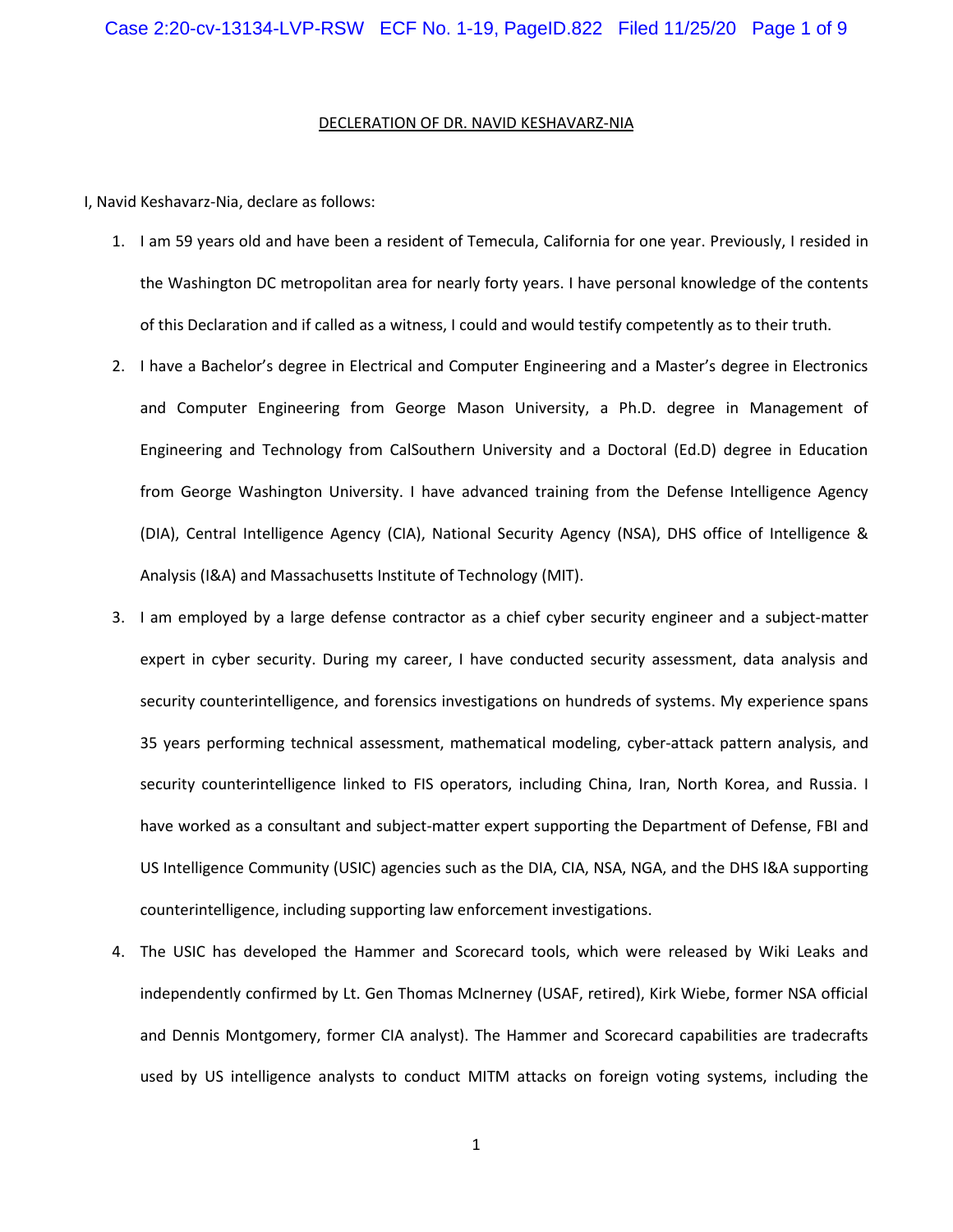DECLERATION OF DR. NAVID KESHAVARZ-NIA

I, Navid Keshavarz-Nia, declare as follows:

1. I am 59 years old and have been a resident of Temecula, California for one year. Previously, I resided in the Washington DC metropolitan area for nearly forty years. I have personal knowledge of the contents of this Declaration and if called as a witness, I could and would testify competently as to their truth.
2. I have a Bachelor's degree in Electrical and Computer Engineering and a Master's degree in Electronics and Computer Engineering from George Mason University, a Ph.D. degree in Management of Engineering and Technology from CalSouthern University and a Doctoral (Ed.D) degree in Education from George Washington University. I have advanced training from the Defense Intelligence Agency (DIA), Central Intelligence Agency (CIA), National Security Agency (NSA), DHS office of Intelligence & Analysis (I&A) and Massachusetts Institute of Technology (MIT).
3. I am employed by a large defense contractor as a chief cyber security engineer and a subject-matter expert in cyber security. During my career, I have conducted security assessment, data analysis and security counterintelligence, and forensics investigations on hundreds of systems. My experience spans 35 years performing technical assessment, mathematical modeling, cyber-attack pattern analysis, and security counterintelligence linked to FIS operators, including China, Iran, North Korea, and Russia. I have worked as a consultant and subject-matter expert supporting the Department of Defense, FBI and US Intelligence Community (USIC) agencies such as the DIA, CIA, NSA, NGA, and the DHS I&A supporting counterintelligence, including supporting law enforcement investigations.
4. The USIC has developed the Hammer and Scorecard tools, which were released by Wiki Leaks and independently confirmed by Lt. Gen Thomas McInerney (USAF, retired), Kirk Wiebe, former NSA official and Dennis Montgomery, former CIA analyst). The Hammer and Scorecard capabilities are tradecrafts used by US intelligence analysts to conduct MITM attacks on foreign voting systems, including the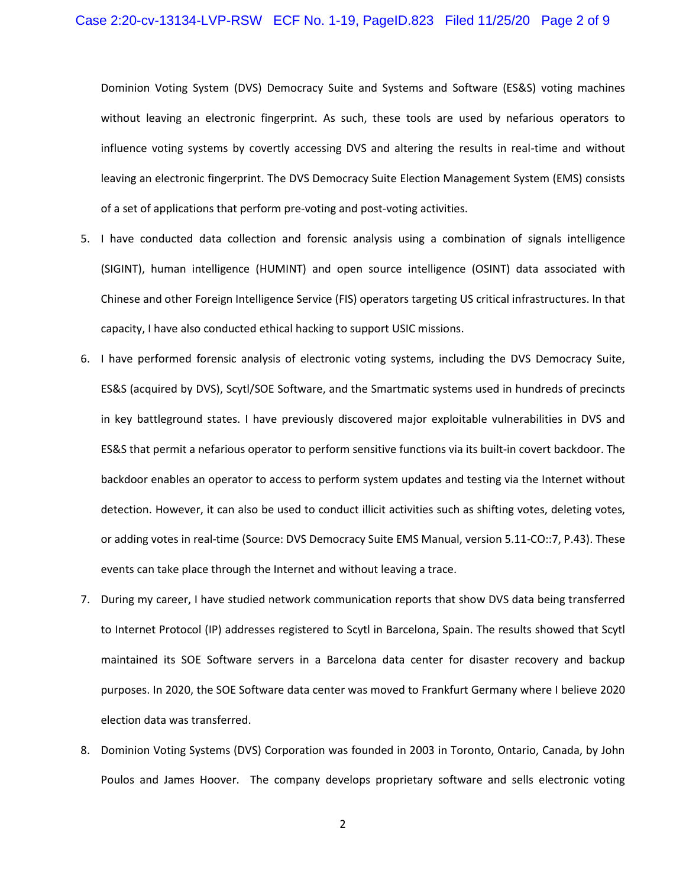Dominion Voting System (DVS) Democracy Suite and Systems and Software (ES&S) voting machines without leaving an electronic fingerprint. As such, these tools are used by nefarious operators to influence voting systems by covertly accessing DVS and altering the results in real-time and without leaving an electronic fingerprint. The DVS Democracy Suite Election Management System (EMS) consists of a set of applications that perform pre-voting and post-voting activities.

5. I have conducted data collection and forensic analysis using a combination of signals intelligence (SIGINT), human intelligence (HUMINT) and open source intelligence (OSINT) data associated with Chinese and other Foreign Intelligence Service (FIS) operators targeting US critical infrastructures. In that capacity, I have also conducted ethical hacking to support USIC missions.

6. I have performed forensic analysis of electronic voting systems, including the DVS Democracy Suite, ES&S (acquired by DVS), Scytl/SOE Software, and the Smartmatic systems used in hundreds of precincts in key battleground states. I have previously discovered major exploitable vulnerabilities in DVS and ES&S that permit a nefarious operator to perform sensitive functions via its built-in covert backdoor. The backdoor enables an operator to access to perform system updates and testing via the Internet without detection. However, it can also be used to conduct illicit activities such as shifting votes, deleting votes, or adding votes in real-time (Source: DVS Democracy Suite EMS Manual, version 5.11-CO::7, P.43). These events can take place through the Internet and without leaving a trace.

7. During my career, I have studied network communication reports that show DVS data being transferred to Internet Protocol (IP) addresses registered to Scytl in Barcelona, Spain. The results showed that Scytl maintained its SOE Software servers in a Barcelona data center for disaster recovery and backup purposes. In 2020, the SOE Software data center was moved to Frankfurt Germany where I believe 2020 election data was transferred.

8. Dominion Voting Systems (DVS) Corporation was founded in 2003 in Toronto, Ontario, Canada, by John Poulos and James Hoover. The company develops proprietary software and sells electronic voting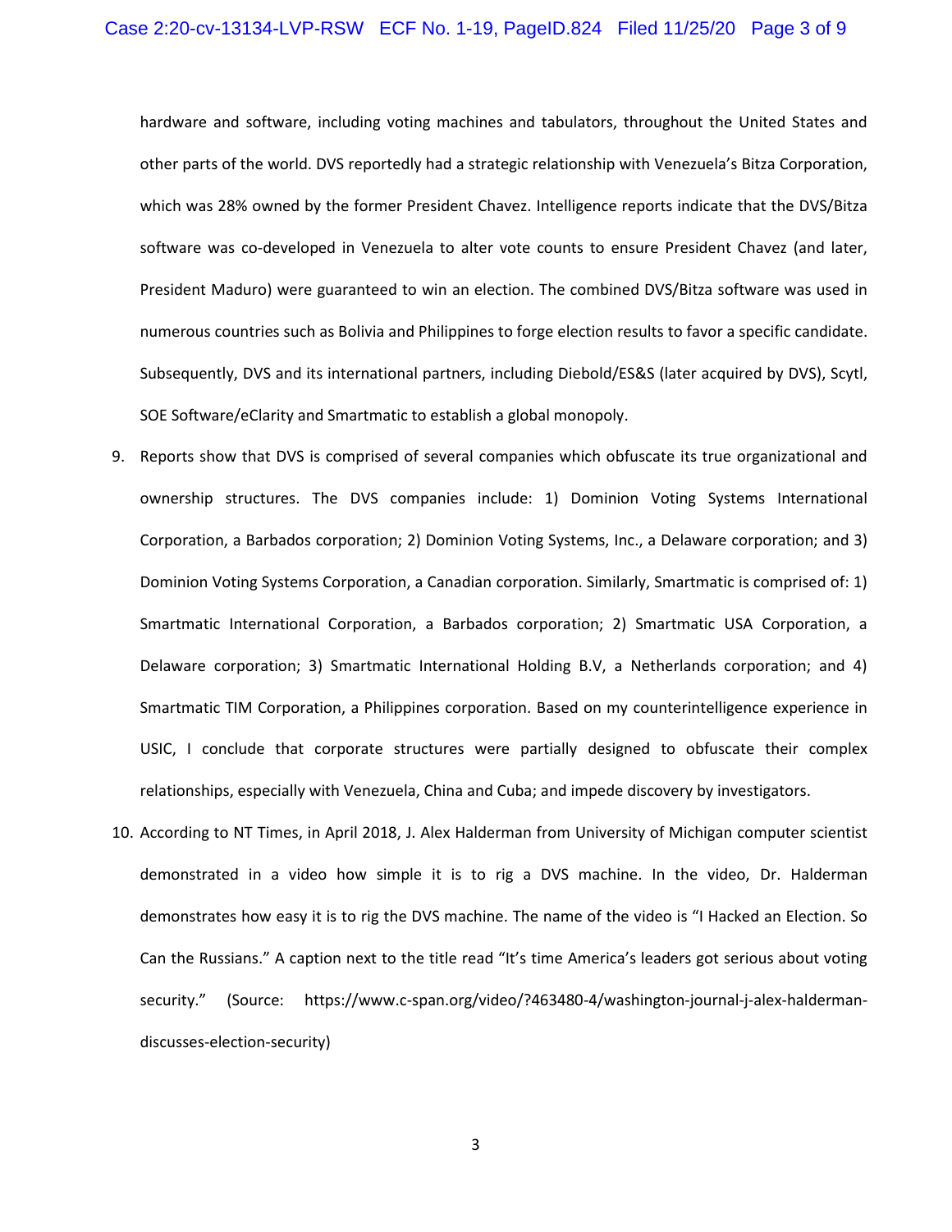hardware and software, including voting machines and tabulators, throughout the United States and other parts of the world. DVS reportedly had a strategic relationship with Venezuela's Bitza Corporation, which was 28% owned by the former President Chavez. Intelligence reports indicate that the DVS/Bitza software was co-developed in Venezuela to alter vote counts to ensure President Chavez (and later, President Maduro) were guaranteed to win an election. The combined DVS/Bitza software was used in numerous countries such as Bolivia and Philippines to forge election results to favor a specific candidate. Subsequently, DVS and its international partners, including Diebold/ES&S (later acquired by DVS), Scytl, SOE Software/eClarity and Smartmatic to establish a global monopoly.

9. Reports show that DVS is comprised of several companies which obfuscate its true organizational and ownership structures. The DVS companies include: 1) Dominion Voting Systems International Corporation, a Barbados corporation; 2) Dominion Voting Systems, Inc., a Delaware corporation; and 3) Dominion Voting Systems Corporation, a Canadian corporation. Similarly, Smartmatic is comprised of: 1) Smartmatic International Corporation, a Barbados corporation; 2) Smartmatic USA Corporation, a Delaware corporation; 3) Smartmatic International Holding B.V, a Netherlands corporation; and 4) Smartmatic TIM Corporation, a Philippines corporation. Based on my counterintelligence experience in USIC, I conclude that corporate structures were partially designed to obfuscate their complex relationships, especially with Venezuela, China and Cuba; and impede discovery by investigators.

10. According to NT Times, in April 2018, J. Alex Halderman from University of Michigan computer scientist demonstrated in a video how simple it is to rig a DVS machine. In the video, Dr. Halderman demonstrates how easy it is to rig the DVS machine. The name of the video is "I Hacked an Election. So Can the Russians." A caption next to the title read "It's time America's leaders got serious about voting security." (Source: https://www.c-span.org/video/?463480-4/washington-journal-j-alex-halderman-discusses-election-security)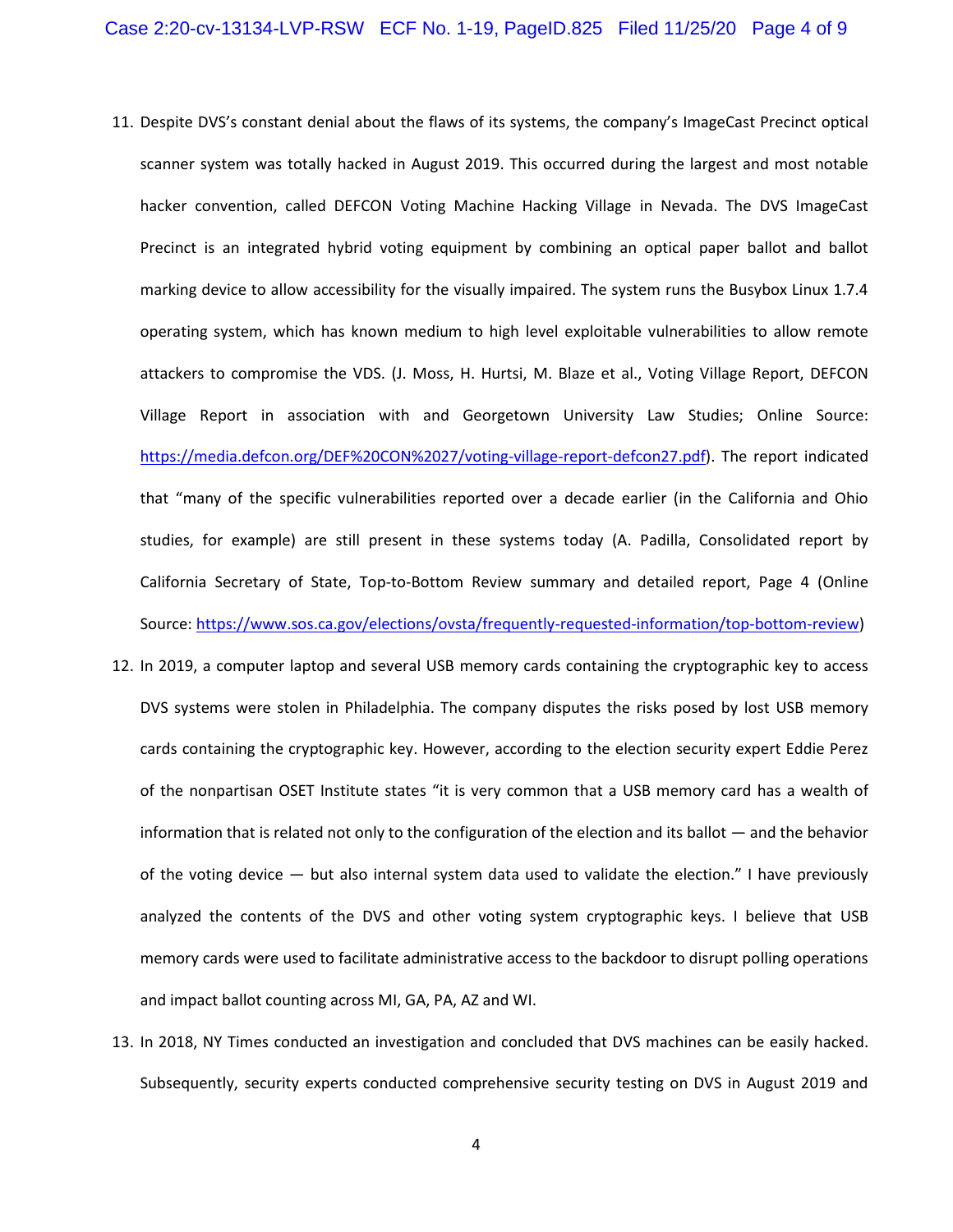11. Despite DVS's constant denial about the flaws of its systems, the company's ImageCast Precinct optical scanner system was totally hacked in August 2019. This occurred during the largest and most notable hacker convention, called DEFCON Voting Machine Hacking Village in Nevada. The DVS ImageCast Precinct is an integrated hybrid voting equipment by combining an optical paper ballot and ballot marking device to allow accessibility for the visually impaired. The system runs the Busybox Linux 1.7.4 operating system, which has known medium to high level exploitable vulnerabilities to allow remote attackers to compromise the VDS. (J. Moss, H. Hurtsi, M. Blaze et al., Voting Village Report, DEFCON Village Report in association with and Georgetown University Law Studies; Online Source: [https://media.defcon.org/DEF%20CON%2027/voting-village-report-defcon27.pdf](https://media.defcon.org/DEF%20CON%2027/voting-village-report-defcon27.pdf)). The report indicated that "many of the specific vulnerabilities reported over a decade earlier (in the California and Ohio studies, for example) are still present in these systems today (A. Padilla, Consolidated report by California Secretary of State, Top-to-Bottom Review summary and detailed report, Page 4 (Online Source: [https://www.sos.ca.gov/elections/ovsta/frequently-requested-information/top-bottom-review](https://www.sos.ca.gov/elections/ovsta/frequently-requested-information/top-bottom-review))
12. In 2019, a computer laptop and several USB memory cards containing the cryptographic key to access DVS systems were stolen in Philadelphia. The company disputes the risks posed by lost USB memory cards containing the cryptographic key. However, according to the election security expert Eddie Perez of the nonpartisan OSET Institute states "it is very common that a USB memory card has a wealth of information that is related not only to the configuration of the election and its ballot — and the behavior of the voting device — but also internal system data used to validate the election." I have previously analyzed the contents of the DVS and other voting system cryptographic keys. I believe that USB memory cards were used to facilitate administrative access to the backdoor to disrupt polling operations and impact ballot counting across MI, GA, PA, AZ and WI.
13. In 2018, NY Times conducted an investigation and concluded that DVS machines can be easily hacked. Subsequently, security experts conducted comprehensive security testing on DVS in August 2019 and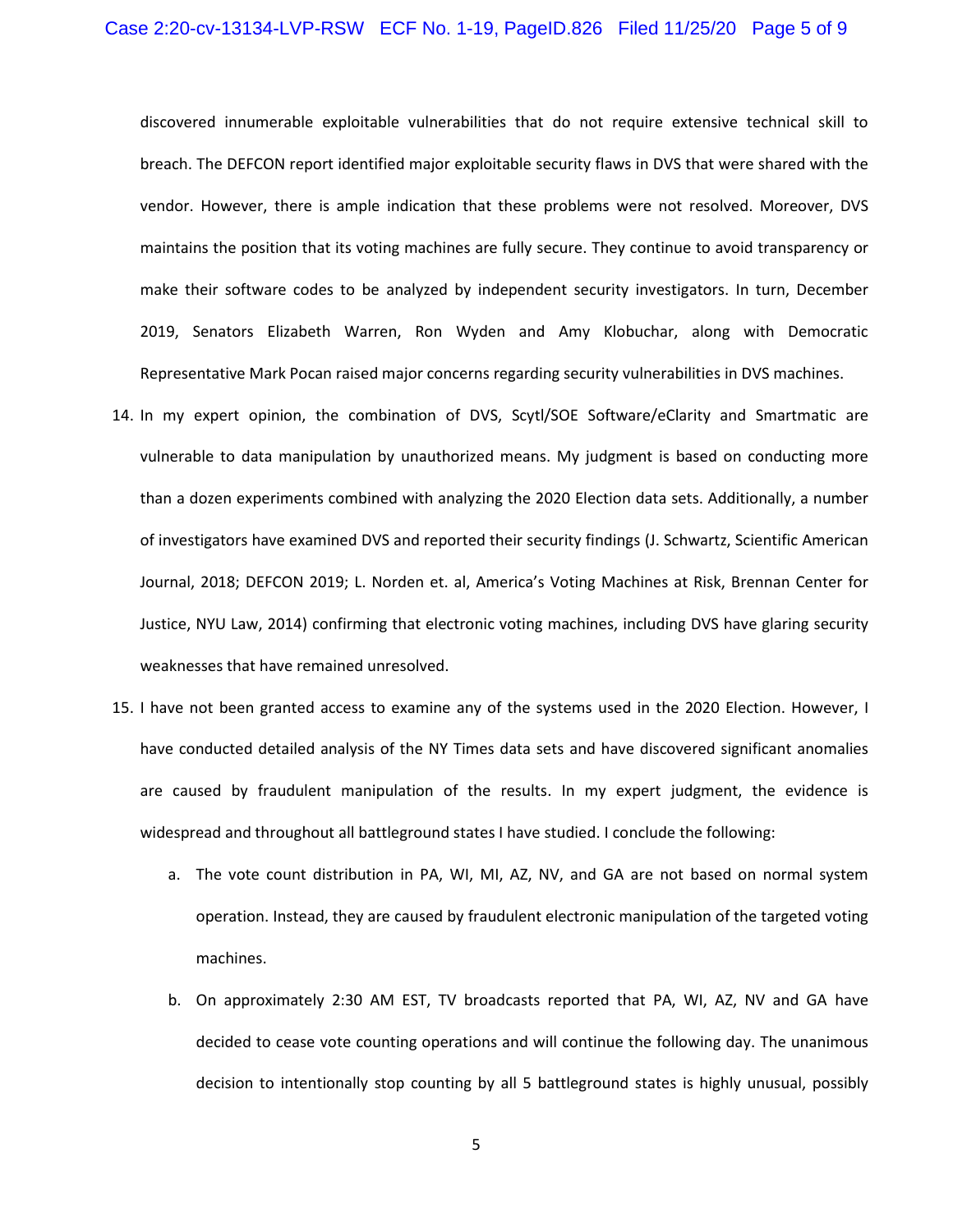discovered innumerable exploitable vulnerabilities that do not require extensive technical skill to breach. The DEFCON report identified major exploitable security flaws in DVS that were shared with the vendor. However, there is ample indication that these problems were not resolved. Moreover, DVS maintains the position that its voting machines are fully secure. They continue to avoid transparency or make their software codes to be analyzed by independent security investigators. In turn, December 2019, Senators Elizabeth Warren, Ron Wyden and Amy Klobuchar, along with Democratic Representative Mark Pocan raised major concerns regarding security vulnerabilities in DVS machines.

14. In my expert opinion, the combination of DVS, Scytl/SOE Software/eClarity and Smartmatic are vulnerable to data manipulation by unauthorized means. My judgment is based on conducting more than a dozen experiments combined with analyzing the 2020 Election data sets. Additionally, a number of investigators have examined DVS and reported their security findings (J. Schwartz, Scientific American Journal, 2018; DEFCON 2019; L. Norden et. al, America's Voting Machines at Risk, Brennan Center for Justice, NYU Law, 2014) confirming that electronic voting machines, including DVS have glaring security weaknesses that have remained unresolved.

15. I have not been granted access to examine any of the systems used in the 2020 Election. However, I have conducted detailed analysis of the NY Times data sets and have discovered significant anomalies are caused by fraudulent manipulation of the results. In my expert judgment, the evidence is widespread and throughout all battleground states I have studied. I conclude the following:

    a. The vote count distribution in PA, WI, MI, AZ, NV, and GA are not based on normal system operation. Instead, they are caused by fraudulent electronic manipulation of the targeted voting machines.

    b. On approximately 2:30 AM EST, TV broadcasts reported that PA, WI, AZ, NV and GA have decided to cease vote counting operations and will continue the following day. The unanimous decision to intentionally stop counting by all 5 battleground states is highly unusual, possibly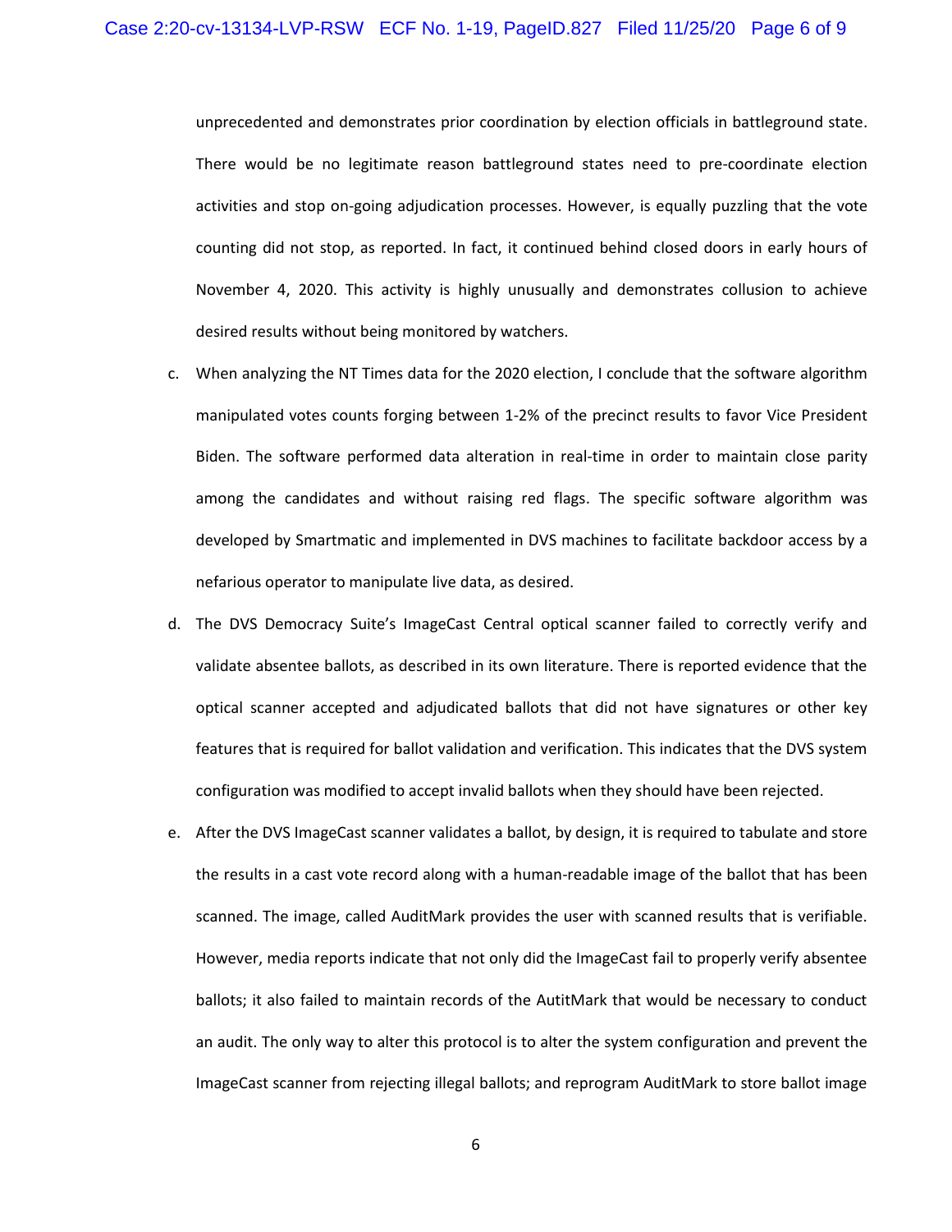unprecedented and demonstrates prior coordination by election officials in battleground state. There would be no legitimate reason battleground states need to pre-coordinate election activities and stop on-going adjudication processes. However, is equally puzzling that the vote counting did not stop, as reported. In fact, it continued behind closed doors in early hours of November 4, 2020. This activity is highly unusually and demonstrates collusion to achieve desired results without being monitored by watchers.

c. When analyzing the NT Times data for the 2020 election, I conclude that the software algorithm manipulated votes counts forging between 1-2% of the precinct results to favor Vice President Biden. The software performed data alteration in real-time in order to maintain close parity among the candidates and without raising red flags. The specific software algorithm was developed by Smartmatic and implemented in DVS machines to facilitate backdoor access by a nefarious operator to manipulate live data, as desired.

d. The DVS Democracy Suite's ImageCast Central optical scanner failed to correctly verify and validate absentee ballots, as described in its own literature. There is reported evidence that the optical scanner accepted and adjudicated ballots that did not have signatures or other key features that is required for ballot validation and verification. This indicates that the DVS system configuration was modified to accept invalid ballots when they should have been rejected.

e. After the DVS ImageCast scanner validates a ballot, by design, it is required to tabulate and store the results in a cast vote record along with a human-readable image of the ballot that has been scanned. The image, called AuditMark provides the user with scanned results that is verifiable. However, media reports indicate that not only did the ImageCast fail to properly verify absentee ballots; it also failed to maintain records of the AutitMark that would be necessary to conduct an audit. The only way to alter this protocol is to alter the system configuration and prevent the ImageCast scanner from rejecting illegal ballots; and reprogram AuditMark to store ballot image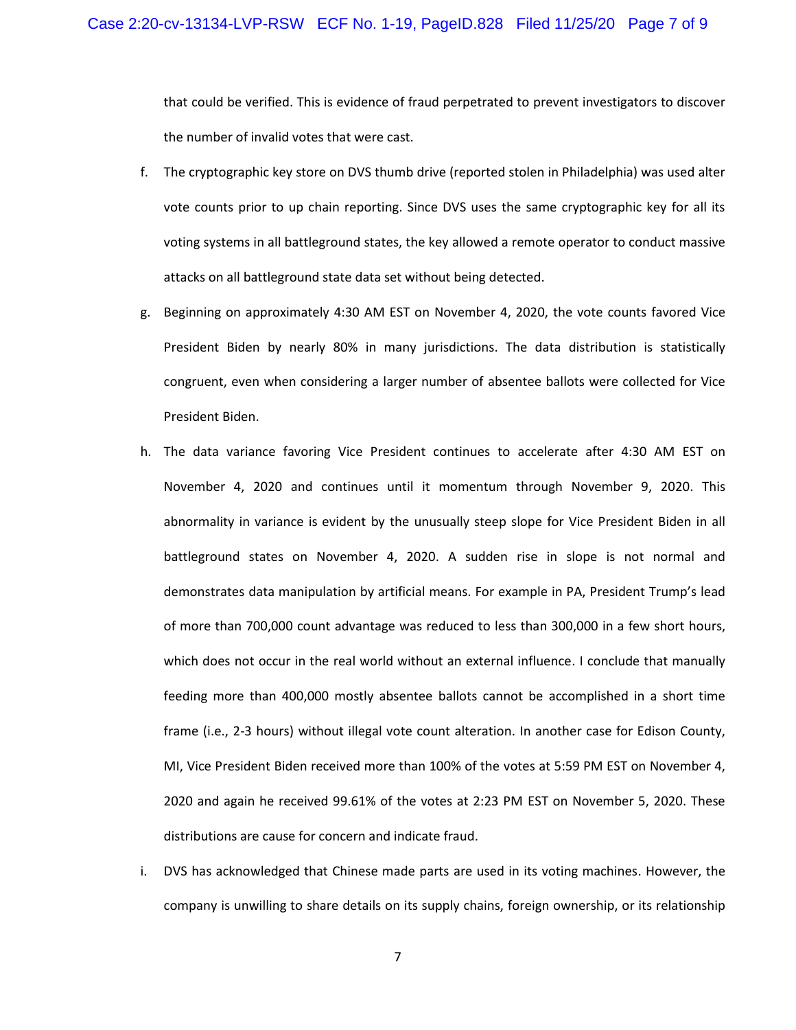that could be verified. This is evidence of fraud perpetrated to prevent investigators to discover the number of invalid votes that were cast.

f. The cryptographic key store on DVS thumb drive (reported stolen in Philadelphia) was used alter vote counts prior to up chain reporting. Since DVS uses the same cryptographic key for all its voting systems in all battleground states, the key allowed a remote operator to conduct massive attacks on all battleground state data set without being detected.

g. Beginning on approximately 4:30 AM EST on November 4, 2020, the vote counts favored Vice President Biden by nearly 80% in many jurisdictions. The data distribution is statistically congruent, even when considering a larger number of absentee ballots were collected for Vice President Biden.

h. The data variance favoring Vice President continues to accelerate after 4:30 AM EST on November 4, 2020 and continues until it momentum through November 9, 2020. This abnormality in variance is evident by the unusually steep slope for Vice President Biden in all battleground states on November 4, 2020. A sudden rise in slope is not normal and demonstrates data manipulation by artificial means. For example in PA, President Trump's lead of more than 700,000 count advantage was reduced to less than 300,000 in a few short hours, which does not occur in the real world without an external influence. I conclude that manually feeding more than 400,000 mostly absentee ballots cannot be accomplished in a short time frame (i.e., 2-3 hours) without illegal vote count alteration. In another case for Edison County, MI, Vice President Biden received more than 100% of the votes at 5:59 PM EST on November 4, 2020 and again he received 99.61% of the votes at 2:23 PM EST on November 5, 2020. These distributions are cause for concern and indicate fraud.

i. DVS has acknowledged that Chinese made parts are used in its voting machines. However, the company is unwilling to share details on its supply chains, foreign ownership, or its relationship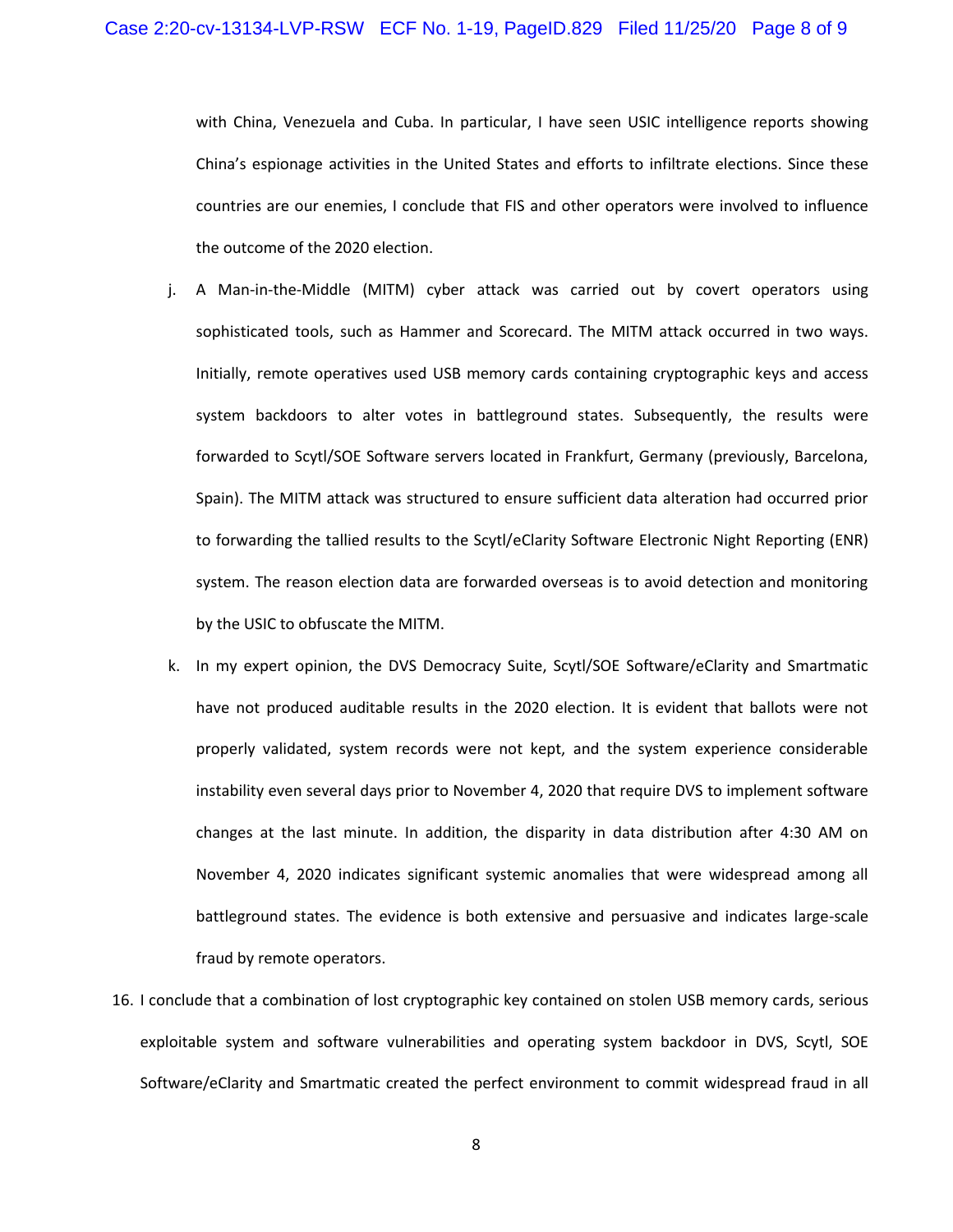with China, Venezuela and Cuba. In particular, I have seen USIC intelligence reports showing China's espionage activities in the United States and efforts to infiltrate elections. Since these countries are our enemies, I conclude that FIS and other operators were involved to influence the outcome of the 2020 election.

j. A Man-in-the-Middle (MITM) cyber attack was carried out by covert operators using sophisticated tools, such as Hammer and Scorecard. The MITM attack occurred in two ways. Initially, remote operatives used USB memory cards containing cryptographic keys and access system backdoors to alter votes in battleground states. Subsequently, the results were forwarded to Scytl/SOE Software servers located in Frankfurt, Germany (previously, Barcelona, Spain). The MITM attack was structured to ensure sufficient data alteration had occurred prior to forwarding the tallied results to the Scytl/eClarity Software Electronic Night Reporting (ENR) system. The reason election data are forwarded overseas is to avoid detection and monitoring by the USIC to obfuscate the MITM.

k. In my expert opinion, the DVS Democracy Suite, Scytl/SOE Software/eClarity and Smartmatic have not produced auditable results in the 2020 election. It is evident that ballots were not properly validated, system records were not kept, and the system experience considerable instability even several days prior to November 4, 2020 that require DVS to implement software changes at the last minute. In addition, the disparity in data distribution after 4:30 AM on November 4, 2020 indicates significant systemic anomalies that were widespread among all battleground states. The evidence is both extensive and persuasive and indicates large-scale fraud by remote operators.

16. I conclude that a combination of lost cryptographic key contained on stolen USB memory cards, serious exploitable system and software vulnerabilities and operating system backdoor in DVS, Scytl, SOE Software/eClarity and Smartmatic created the perfect environment to commit widespread fraud in all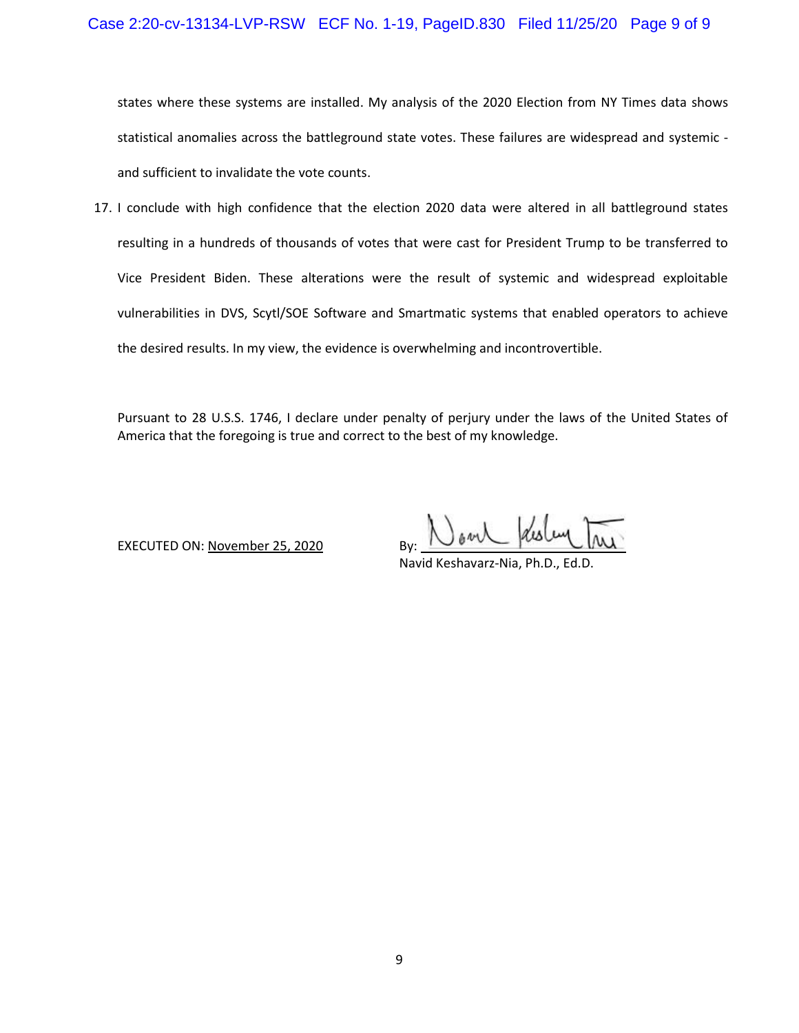states where these systems are installed. My analysis of the 2020 Election from NY Times data shows statistical anomalies across the battleground state votes. These failures are widespread and systemic - and sufficient to invalidate the vote counts.

17. I conclude with high confidence that the election 2020 data were altered in all battleground states resulting in a hundreds of thousands of votes that were cast for President Trump to be transferred to Vice President Biden. These alterations were the result of systemic and widespread exploitable vulnerabilities in DVS, Scytl/SOE Software and Smartmatic systems that enabled operators to achieve the desired results. In my view, the evidence is overwhelming and incontrovertible.

Pursuant to 28 U.S.S. 1746, I declare under penalty of perjury under the laws of the United States of America that the foregoing is true and correct to the best of my knowledge.

EXECUTED ON: November 25, 2020

By: ______________________

Navid Keshavarz-Nia, Ph.D., Ed.D.